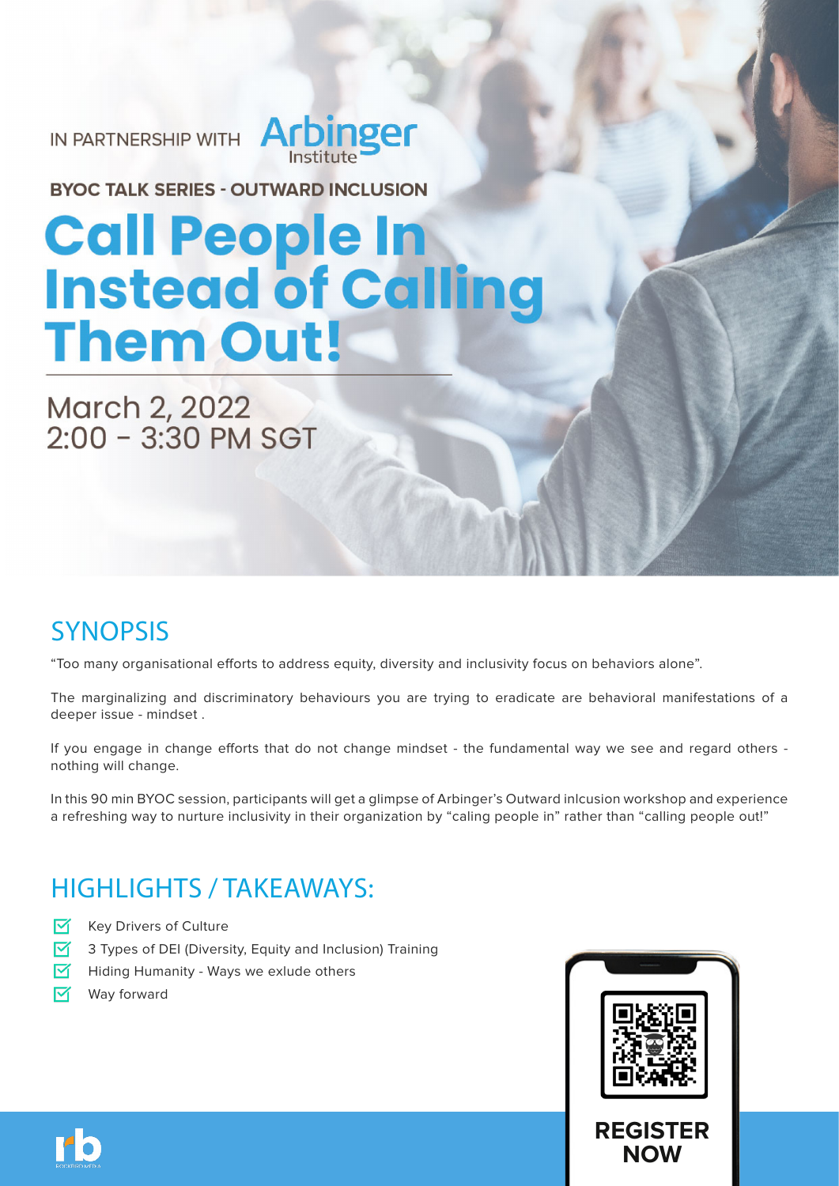IN PARTNERSHIP WITH Arbinger Institute

**BYOC TALK SERIES - OUTWARD INCLUSION**

# Call People In Instead of Calling Them Out!

March 2, 2022
2:00 - 3:30 PM SGT

## SYNOPSIS

"Too many organisational efforts to address equity, diversity and inclusivity focus on behaviors alone".

The marginalizing and discriminatory behaviours you are trying to eradicate are behavioral manifestations of a deeper issue - mindset .

If you engage in change efforts that do not change mindset - the fundamental way we see and regard others - nothing will change.

In this 90 min BYOC session, participants will get a glimpse of Arbinger's Outward inlcusion workshop and experience a refreshing way to nurture inclusivity in their organization by "caling people in" rather than "calling people out!"

## HIGHLIGHTS / TAKEAWAYS:

- Key Drivers of Culture
- 3 Types of DEI (Diversity, Equity and Inclusion) Training
- Hiding Humanity - Ways we exlude others
- Way forward

**REGISTER NOW**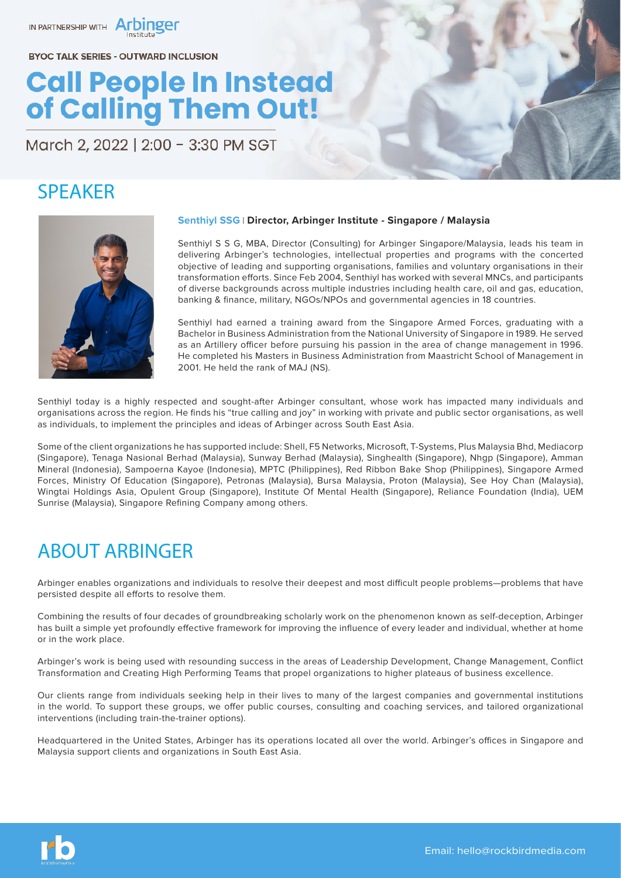IN PARTNERSHIP WITH Arbinger Institute

BYOC TALK SERIES - OUTWARD INCLUSION

# Call People In Instead of Calling Them Out!

March 2, 2022 | 2:00 - 3:30 PM SGT

## SPEAKER

**Senthiyl SSG** | **Director, Arbinger Institute - Singapore / Malaysia**

Senthiyl S S G, MBA, Director (Consulting) for Arbinger Singapore/Malaysia, leads his team in delivering Arbinger's technologies, intellectual properties and programs with the concerted objective of leading and supporting organisations, families and voluntary organisations in their transformation efforts. Since Feb 2004, Senthiyl has worked with several MNCs, and participants of diverse backgrounds across multiple industries including health care, oil and gas, education, banking & finance, military, NGOs/NPOs and governmental agencies in 18 countries.

Senthiyl had earned a training award from the Singapore Armed Forces, graduating with a Bachelor in Business Administration from the National University of Singapore in 1989. He served as an Artillery officer before pursuing his passion in the area of change management in 1996. He completed his Masters in Business Administration from Maastricht School of Management in 2001. He held the rank of MAJ (NS).

Senthiyl today is a highly respected and sought-after Arbinger consultant, whose work has impacted many individuals and organisations across the region. He finds his "true calling and joy" in working with private and public sector organisations, as well as individuals, to implement the principles and ideas of Arbinger across South East Asia.

Some of the client organizations he has supported include: Shell, F5 Networks, Microsoft, T-Systems, Plus Malaysia Bhd, Mediacorp (Singapore), Tenaga Nasional Berhad (Malaysia), Sunway Berhad (Malaysia), Singhealth (Singapore), Nhgp (Singapore), Amman Mineral (Indonesia), Sampoerna Kayoe (Indonesia), MPTC (Philippines), Red Ribbon Bake Shop (Philippines), Singapore Armed Forces, Ministry Of Education (Singapore), Petronas (Malaysia), Bursa Malaysia, Proton (Malaysia), See Hoy Chan (Malaysia), Wingtai Holdings Asia, Opulent Group (Singapore), Institute Of Mental Health (Singapore), Reliance Foundation (India), UEM Sunrise (Malaysia), Singapore Refining Company among others.

## ABOUT ARBINGER

Arbinger enables organizations and individuals to resolve their deepest and most difficult people problems—problems that have persisted despite all efforts to resolve them.

Combining the results of four decades of groundbreaking scholarly work on the phenomenon known as self-deception, Arbinger has built a simple yet profoundly effective framework for improving the influence of every leader and individual, whether at home or in the work place.

Arbinger's work is being used with resounding success in the areas of Leadership Development, Change Management, Conflict Transformation and Creating High Performing Teams that propel organizations to higher plateaus of business excellence.

Our clients range from individuals seeking help in their lives to many of the largest companies and governmental institutions in the world. To support these groups, we offer public courses, consulting and coaching services, and tailored organizational interventions (including train-the-trainer options).

Headquartered in the United States, Arbinger has its operations located all over the world. Arbinger's offices in Singapore and Malaysia support clients and organizations in South East Asia.

Email: hello@rockbirdmedia.com